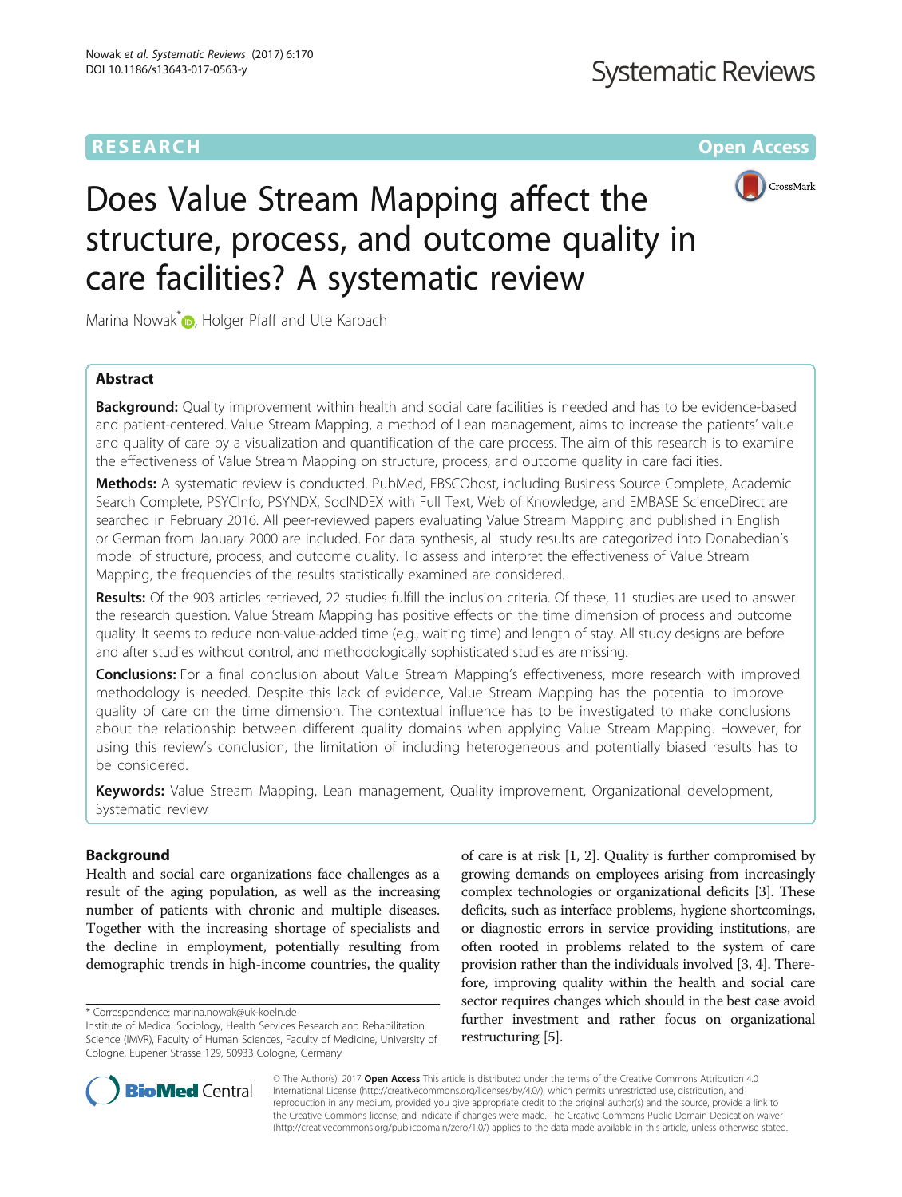RESEARCH Open Access

# Does Value Stream Mapping affect the structure, process, and outcome quality in care facilities? A systematic review

Marina Nowak*, Holger Pfaff and Ute Karbach

## Abstract

**Background:** Quality improvement within health and social care facilities is needed and has to be evidence-based and patient-centered. Value Stream Mapping, a method of Lean management, aims to increase the patients' value and quality of care by a visualization and quantification of the care process. The aim of this research is to examine the effectiveness of Value Stream Mapping on structure, process, and outcome quality in care facilities.

**Methods:** A systematic review is conducted. PubMed, EBSCOhost, including Business Source Complete, Academic Search Complete, PSYCInfo, PSYNDX, SocINDEX with Full Text, Web of Knowledge, and EMBASE ScienceDirect are searched in February 2016. All peer-reviewed papers evaluating Value Stream Mapping and published in English or German from January 2000 are included. For data synthesis, all study results are categorized into Donabedian's model of structure, process, and outcome quality. To assess and interpret the effectiveness of Value Stream Mapping, the frequencies of the results statistically examined are considered.

**Results:** Of the 903 articles retrieved, 22 studies fulfill the inclusion criteria. Of these, 11 studies are used to answer the research question. Value Stream Mapping has positive effects on the time dimension of process and outcome quality. It seems to reduce non-value-added time (e.g., waiting time) and length of stay. All study designs are before and after studies without control, and methodologically sophisticated studies are missing.

**Conclusions:** For a final conclusion about Value Stream Mapping's effectiveness, more research with improved methodology is needed. Despite this lack of evidence, Value Stream Mapping has the potential to improve quality of care on the time dimension. The contextual influence has to be investigated to make conclusions about the relationship between different quality domains when applying Value Stream Mapping. However, for using this review's conclusion, the limitation of including heterogeneous and potentially biased results has to be considered.

**Keywords:** Value Stream Mapping, Lean management, Quality improvement, Organizational development, Systematic review

## Background

Health and social care organizations face challenges as a result of the aging population, as well as the increasing number of patients with chronic and multiple diseases. Together with the increasing shortage of specialists and the decline in employment, potentially resulting from demographic trends in high-income countries, the quality of care is at risk [1, 2]. Quality is further compromised by growing demands on employees arising from increasingly complex technologies or organizational deficits [3]. These deficits, such as interface problems, hygiene shortcomings, or diagnostic errors in service providing institutions, are often rooted in problems related to the system of care provision rather than the individuals involved [3, 4]. Therefore, improving quality within the health and social care sector requires changes which should in the best case avoid further investment and rather focus on organizational restructuring [5].

* Correspondence: marina.nowak@uk-koeln.de
Institute of Medical Sociology, Health Services Research and Rehabilitation Science (IMVR), Faculty of Human Sciences, Faculty of Medicine, University of Cologne, Eupener Strasse 129, 50933 Cologne, Germany

© The Author(s). 2017 **Open Access** This article is distributed under the terms of the Creative Commons Attribution 4.0 International License (http://creativecommons.org/licenses/by/4.0/), which permits unrestricted use, distribution, and reproduction in any medium, provided you give appropriate credit to the original author(s) and the source, provide a link to the Creative Commons license, and indicate if changes were made. The Creative Commons Public Domain Dedication waiver (http://creativecommons.org/publicdomain/zero/1.0/) applies to the data made available in this article, unless otherwise stated.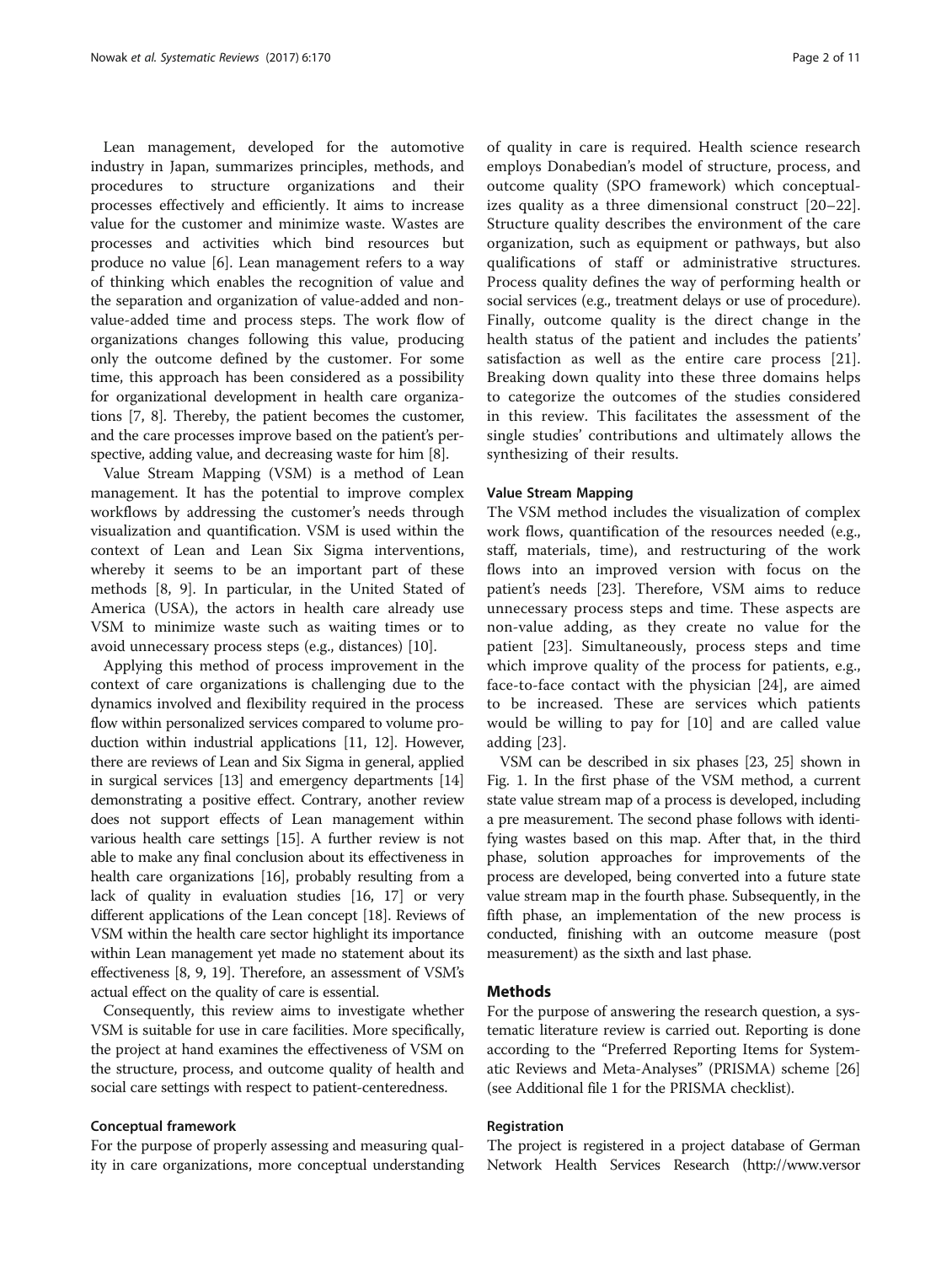Lean management, developed for the automotive industry in Japan, summarizes principles, methods, and procedures to structure organizations and their processes effectively and efficiently. It aims to increase value for the customer and minimize waste. Wastes are processes and activities which bind resources but produce no value [6]. Lean management refers to a way of thinking which enables the recognition of value and the separation and organization of value-added and non-value-added time and process steps. The work flow of organizations changes following this value, producing only the outcome defined by the customer. For some time, this approach has been considered as a possibility for organizational development in health care organizations [7, 8]. Thereby, the patient becomes the customer, and the care processes improve based on the patient's perspective, adding value, and decreasing waste for him [8].

Value Stream Mapping (VSM) is a method of Lean management. It has the potential to improve complex workflows by addressing the customer's needs through visualization and quantification. VSM is used within the context of Lean and Lean Six Sigma interventions, whereby it seems to be an important part of these methods [8, 9]. In particular, in the United Stated of America (USA), the actors in health care already use VSM to minimize waste such as waiting times or to avoid unnecessary process steps (e.g., distances) [10].

Applying this method of process improvement in the context of care organizations is challenging due to the dynamics involved and flexibility required in the process flow within personalized services compared to volume production within industrial applications [11, 12]. However, there are reviews of Lean and Six Sigma in general, applied in surgical services [13] and emergency departments [14] demonstrating a positive effect. Contrary, another review does not support effects of Lean management within various health care settings [15]. A further review is not able to make any final conclusion about its effectiveness in health care organizations [16], probably resulting from a lack of quality in evaluation studies [16, 17] or very different applications of the Lean concept [18]. Reviews of VSM within the health care sector highlight its importance within Lean management yet made no statement about its effectiveness [8, 9, 19]. Therefore, an assessment of VSM's actual effect on the quality of care is essential.

Consequently, this review aims to investigate whether VSM is suitable for use in care facilities. More specifically, the project at hand examines the effectiveness of VSM on the structure, process, and outcome quality of health and social care settings with respect to patient-centeredness.

### Conceptual framework

For the purpose of properly assessing and measuring quality in care organizations, more conceptual understanding of quality in care is required. Health science research employs Donabedian's model of structure, process, and outcome quality (SPO framework) which conceptualizes quality as a three dimensional construct [20–22]. Structure quality describes the environment of the care organization, such as equipment or pathways, but also qualifications of staff or administrative structures. Process quality defines the way of performing health or social services (e.g., treatment delays or use of procedure). Finally, outcome quality is the direct change in the health status of the patient and includes the patients' satisfaction as well as the entire care process [21]. Breaking down quality into these three domains helps to categorize the outcomes of the studies considered in this review. This facilitates the assessment of the single studies' contributions and ultimately allows the synthesizing of their results.

### Value Stream Mapping

The VSM method includes the visualization of complex work flows, quantification of the resources needed (e.g., staff, materials, time), and restructuring of the work flows into an improved version with focus on the patient's needs [23]. Therefore, VSM aims to reduce unnecessary process steps and time. These aspects are non-value adding, as they create no value for the patient [23]. Simultaneously, process steps and time which improve quality of the process for patients, e.g., face-to-face contact with the physician [24], are aimed to be increased. These are services which patients would be willing to pay for [10] and are called value adding [23].

VSM can be described in six phases [23, 25] shown in Fig. 1. In the first phase of the VSM method, a current state value stream map of a process is developed, including a pre measurement. The second phase follows with identifying wastes based on this map. After that, in the third phase, solution approaches for improvements of the process are developed, being converted into a future state value stream map in the fourth phase. Subsequently, in the fifth phase, an implementation of the new process is conducted, finishing with an outcome measure (post measurement) as the sixth and last phase.

## Methods

For the purpose of answering the research question, a systematic literature review is carried out. Reporting is done according to the "Preferred Reporting Items for Systematic Reviews and Meta-Analyses" (PRISMA) scheme [26] (see Additional file 1 for the PRISMA checklist).

### Registration

The project is registered in a project database of German Network Health Services Research (http://www.versor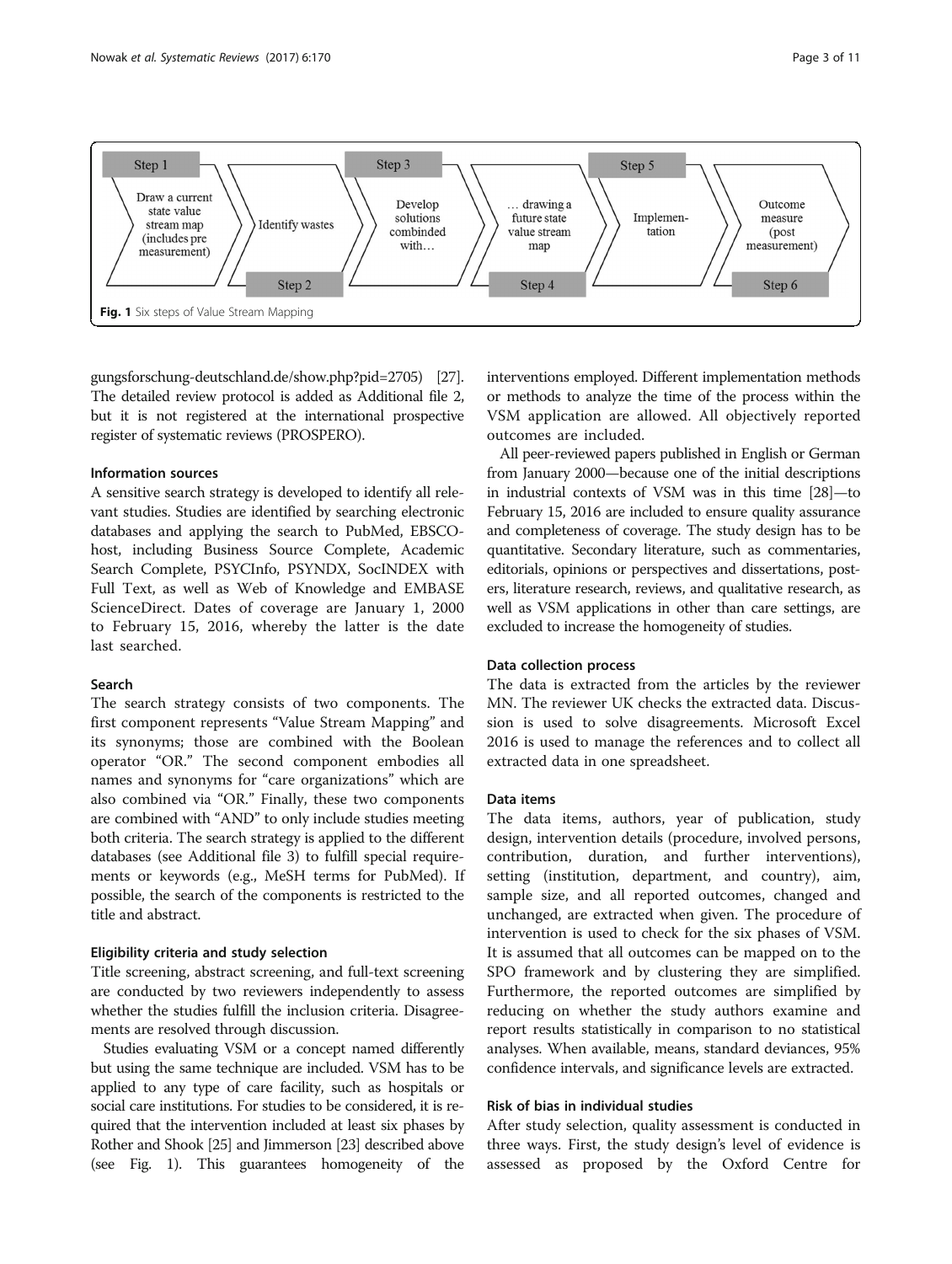Step 1: Draw a current state value stream map (includes pre measurement) → Step 2: Identify wastes → Step 3: Develop solutions combinded with… → Step 4: … drawing a future state value stream map → Step 5: Implementation → Step 6: Outcome measure (post measurement)

**Fig. 1** Six steps of Value Stream Mapping

gungsforschung-deutschland.de/show.php?pid=2705) [27]. The detailed review protocol is added as Additional file 2, but it is not registered at the international prospective register of systematic reviews (PROSPERO).

### Information sources

A sensitive search strategy is developed to identify all relevant studies. Studies are identified by searching electronic databases and applying the search to PubMed, EBSCO-host, including Business Source Complete, Academic Search Complete, PSYCInfo, PSYNDX, SocINDEX with Full Text, as well as Web of Knowledge and EMBASE ScienceDirect. Dates of coverage are January 1, 2000 to February 15, 2016, whereby the latter is the date last searched.

### Search

The search strategy consists of two components. The first component represents "Value Stream Mapping" and its synonyms; those are combined with the Boolean operator "OR." The second component embodies all names and synonyms for "care organizations" which are also combined via "OR." Finally, these two components are combined with "AND" to only include studies meeting both criteria. The search strategy is applied to the different databases (see Additional file 3) to fulfill special requirements or keywords (e.g., MeSH terms for PubMed). If possible, the search of the components is restricted to the title and abstract.

### Eligibility criteria and study selection

Title screening, abstract screening, and full-text screening are conducted by two reviewers independently to assess whether the studies fulfill the inclusion criteria. Disagreements are resolved through discussion.

Studies evaluating VSM or a concept named differently but using the same technique are included. VSM has to be applied to any type of care facility, such as hospitals or social care institutions. For studies to be considered, it is required that the intervention included at least six phases by Rother and Shook [25] and Jimmerson [23] described above (see Fig. 1). This guarantees homogeneity of the interventions employed. Different implementation methods or methods to analyze the time of the process within the VSM application are allowed. All objectively reported outcomes are included.

All peer-reviewed papers published in English or German from January 2000—because one of the initial descriptions in industrial contexts of VSM was in this time [28]—to February 15, 2016 are included to ensure quality assurance and completeness of coverage. The study design has to be quantitative. Secondary literature, such as commentaries, editorials, opinions or perspectives and dissertations, posters, literature research, reviews, and qualitative research, as well as VSM applications in other than care settings, are excluded to increase the homogeneity of studies.

### Data collection process

The data is extracted from the articles by the reviewer MN. The reviewer UK checks the extracted data. Discussion is used to solve disagreements. Microsoft Excel 2016 is used to manage the references and to collect all extracted data in one spreadsheet.

### Data items

The data items, authors, year of publication, study design, intervention details (procedure, involved persons, contribution, duration, and further interventions), setting (institution, department, and country), aim, sample size, and all reported outcomes, changed and unchanged, are extracted when given. The procedure of intervention is used to check for the six phases of VSM. It is assumed that all outcomes can be mapped on to the SPO framework and by clustering they are simplified. Furthermore, the reported outcomes are simplified by reducing on whether the study authors examine and report results statistically in comparison to no statistical analyses. When available, means, standard deviances, 95% confidence intervals, and significance levels are extracted.

### Risk of bias in individual studies

After study selection, quality assessment is conducted in three ways. First, the study design's level of evidence is assessed as proposed by the Oxford Centre for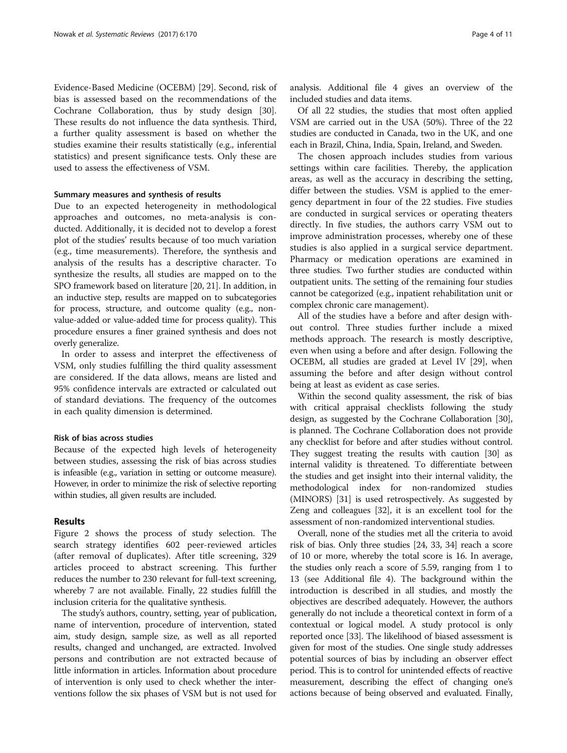Evidence-Based Medicine (OCEBM) [29]. Second, risk of bias is assessed based on the recommendations of the Cochrane Collaboration, thus by study design [30]. These results do not influence the data synthesis. Third, a further quality assessment is based on whether the studies examine their results statistically (e.g., inferential statistics) and present significance tests. Only these are used to assess the effectiveness of VSM.

#### Summary measures and synthesis of results

Due to an expected heterogeneity in methodological approaches and outcomes, no meta-analysis is conducted. Additionally, it is decided not to develop a forest plot of the studies' results because of too much variation (e.g., time measurements). Therefore, the synthesis and analysis of the results has a descriptive character. To synthesize the results, all studies are mapped on to the SPO framework based on literature [20, 21]. In addition, in an inductive step, results are mapped on to subcategories for process, structure, and outcome quality (e.g., non-value-added or value-added time for process quality). This procedure ensures a finer grained synthesis and does not overly generalize.

In order to assess and interpret the effectiveness of VSM, only studies fulfilling the third quality assessment are considered. If the data allows, means are listed and 95% confidence intervals are extracted or calculated out of standard deviations. The frequency of the outcomes in each quality dimension is determined.

#### Risk of bias across studies

Because of the expected high levels of heterogeneity between studies, assessing the risk of bias across studies is infeasible (e.g., variation in setting or outcome measure). However, in order to minimize the risk of selective reporting within studies, all given results are included.

## Results

Figure 2 shows the process of study selection. The search strategy identifies 602 peer-reviewed articles (after removal of duplicates). After title screening, 329 articles proceed to abstract screening. This further reduces the number to 230 relevant for full-text screening, whereby 7 are not available. Finally, 22 studies fulfill the inclusion criteria for the qualitative synthesis.

The study's authors, country, setting, year of publication, name of intervention, procedure of intervention, stated aim, study design, sample size, as well as all reported results, changed and unchanged, are extracted. Involved persons and contribution are not extracted because of little information in articles. Information about procedure of intervention is only used to check whether the interventions follow the six phases of VSM but is not used for analysis. Additional file 4 gives an overview of the included studies and data items.

Of all 22 studies, the studies that most often applied VSM are carried out in the USA (50%). Three of the 22 studies are conducted in Canada, two in the UK, and one each in Brazil, China, India, Spain, Ireland, and Sweden.

The chosen approach includes studies from various settings within care facilities. Thereby, the application areas, as well as the accuracy in describing the setting, differ between the studies. VSM is applied to the emergency department in four of the 22 studies. Five studies are conducted in surgical services or operating theaters directly. In five studies, the authors carry VSM out to improve administration processes, whereby one of these studies is also applied in a surgical service department. Pharmacy or medication operations are examined in three studies. Two further studies are conducted within outpatient units. The setting of the remaining four studies cannot be categorized (e.g., inpatient rehabilitation unit or complex chronic care management).

All of the studies have a before and after design without control. Three studies further include a mixed methods approach. The research is mostly descriptive, even when using a before and after design. Following the OCEBM, all studies are graded at Level IV [29], when assuming the before and after design without control being at least as evident as case series.

Within the second quality assessment, the risk of bias with critical appraisal checklists following the study design, as suggested by the Cochrane Collaboration [30], is planned. The Cochrane Collaboration does not provide any checklist for before and after studies without control. They suggest treating the results with caution [30] as internal validity is threatened. To differentiate between the studies and get insight into their internal validity, the methodological index for non-randomized studies (MINORS) [31] is used retrospectively. As suggested by Zeng and colleagues [32], it is an excellent tool for the assessment of non-randomized interventional studies.

Overall, none of the studies met all the criteria to avoid risk of bias. Only three studies [24, 33, 34] reach a score of 10 or more, whereby the total score is 16. In average, the studies only reach a score of 5.59, ranging from 1 to 13 (see Additional file 4). The background within the introduction is described in all studies, and mostly the objectives are described adequately. However, the authors generally do not include a theoretical context in form of a contextual or logical model. A study protocol is only reported once [33]. The likelihood of biased assessment is given for most of the studies. One single study addresses potential sources of bias by including an observer effect period. This is to control for unintended effects of reactive measurement, describing the effect of changing one's actions because of being observed and evaluated. Finally,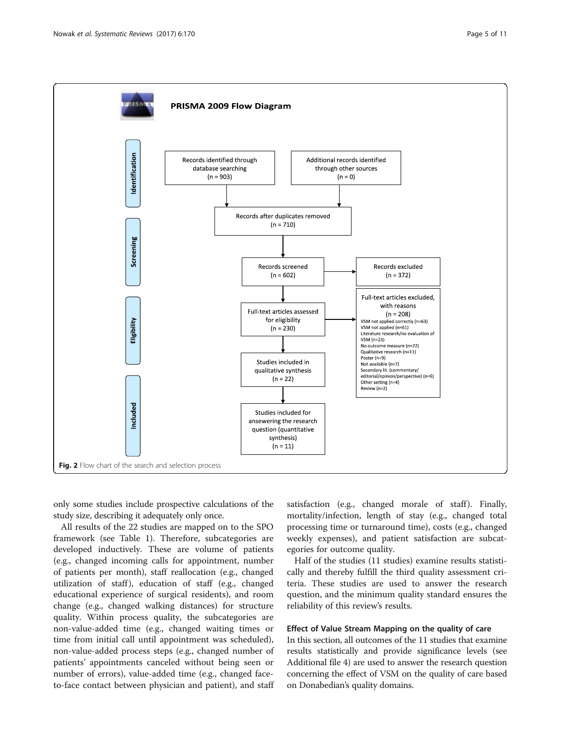**PRISMA 2009 Flow Diagram**

**Identification**

- Records identified through database searching (n = 903)
- Additional records identified through other sources (n = 0)
- Records after duplicates removed (n = 710)

**Screening**

- Records screened (n = 602)
- Records excluded (n = 372)

**Eligibility**

- Full-text articles assessed for eligibility (n = 230)
- Full-text articles excluded, with reasons (n = 208)
  - VSM not applied correctly (n=63)
  - VSM not applied (n=61)
  - Literature research/no evaluation of VSM (n=23)
  - No outcome measure (n=22)
  - Qualitative research (n=11)
  - Poster (n=9)
  - Not available (n=7)
  - Secondary lit. (commentary/ editorial/opinion/perspective) (n=6)
  - Other setting (n=4)
  - Review (n=2)
- Studies included in qualitative synthesis (n = 22)

**Included**

- Studies included for ansewering the research question (quantitative synthesis) (n = 11)

**Fig. 2** Flow chart of the search and selection process

only some studies include prospective calculations of the study size, describing it adequately only once.

All results of the 22 studies are mapped on to the SPO framework (see Table 1). Therefore, subcategories are developed inductively. These are volume of patients (e.g., changed incoming calls for appointment, number of patients per month), staff reallocation (e.g., changed utilization of staff), education of staff (e.g., changed educational experience of surgical residents), and room change (e.g., changed walking distances) for structure quality. Within process quality, the subcategories are non-value-added time (e.g., changed waiting times or time from initial call until appointment was scheduled), non-value-added process steps (e.g., changed number of patients' appointments canceled without being seen or number of errors), value-added time (e.g., changed face-to-face contact between physician and patient), and staff satisfaction (e.g., changed morale of staff). Finally, mortality/infection, length of stay (e.g., changed total processing time or turnaround time), costs (e.g., changed weekly expenses), and patient satisfaction are subcategories for outcome quality.

Half of the studies (11 studies) examine results statistically and thereby fulfill the third quality assessment criteria. These studies are used to answer the research question, and the minimum quality standard ensures the reliability of this review's results.

### Effect of Value Stream Mapping on the quality of care

In this section, all outcomes of the 11 studies that examine results statistically and provide significance levels (see Additional file 4) are used to answer the research question concerning the effect of VSM on the quality of care based on Donabedian's quality domains.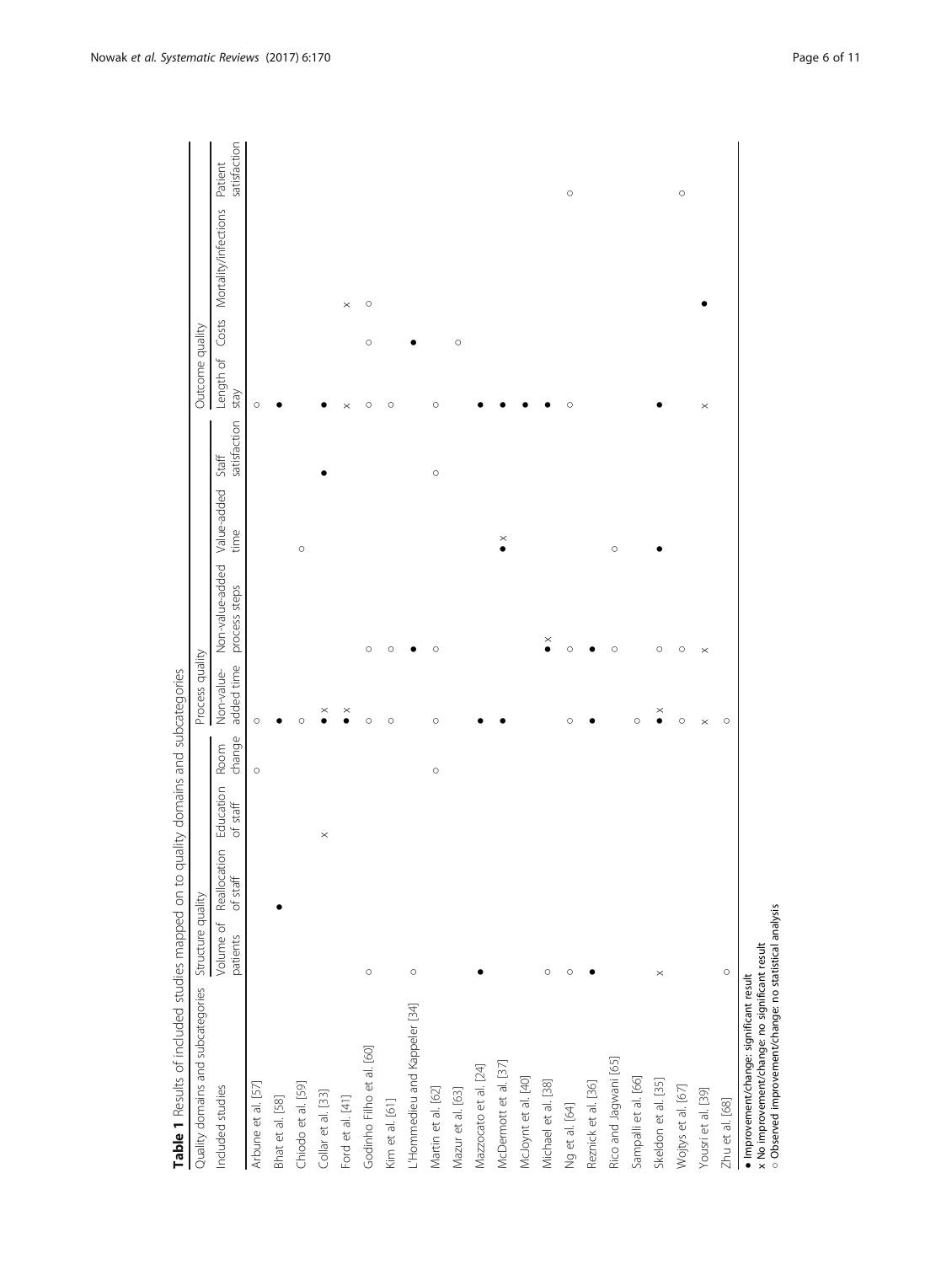**Table 1** Results of included studies mapped on to quality domains and subcategories

| Quality domains and subcategories | Structure quality | | | | Process quality | | | | Outcome quality | | | |
|---|---|---|---|---|---|---|---|---|---|---|---|---|
| Included studies | Volume of patients | Reallocation of staff | Education of staff | Room change | Non-value-added time | Non-value-added process steps | Value-added time | Staff satisfaction | Length of stay | Costs | Mortality/infections | Patient satisfaction |
| Arbune et al. [57] | | | | ○ | ○ | | | | ○ | | | |
| Bhat et al. [58] | | ● | | | ● | | | | ● | | | |
| Chiodo et al. [59] | | | | | ○ | | ○ | | | | | |
| Collar et al. [33] | | | x | | ● x | | | ● | ● | | | |
| Ford et al. [41] | | | | | ● x | | | | x | | x | |
| Godinho Filho et al. [60] | ○ | | | | ○ | ○ | | | ○ | ○ | ○ | |
| Kim et al. [61] | | | | | ○ | ○ | | | ○ | | | |
| L'Hommedieu and Kappeler [34] | ○ | | | | | ● | | | | ● | | |
| Martin et al. [62] | | | | ○ | ○ | ○ | | ○ | ○ | | | |
| Mazur et al. [63] | | | | | | | | | | ○ | | |
| Mazzocato et al. [24] | ● | | | | ● | | | | ● | | | |
| McDermott et al. [37] | | | | | ● | | ● x | | ● | | | |
| McLoynt et al. [40] | | | | | | | | | ● | | | |
| Michael et al. [38] | ○ | | | | | ● x | | | ● | | | |
| Ng et al. [64] | ○ | | | | ○ | ○ | | | ○ | | | ○ |
| Reznick et al. [36] | ● | | | | ● | ● | | | | | | |
| Rico and Jagwani [65] | | | | | | ○ | ○ | | | | | |
| Sampalli et al. [66] | | | | | ○ | | | | | | | |
| Skeldon et al. [35] | x | | | | ● x | ○ | ● | | ● | | | |
| Wojtys et al. [67] | | | | | ○ | ○ | | | | | | ○ |
| Yousri et al. [39] | | | | | x | x | | | x | | ● | |
| Zhu et al. [68] | ○ | | | | ○ | | | | | | | |

● Improvement/change: significant result
x No improvement/change: no significant result
○ Observed improvement/change: no statistical analysis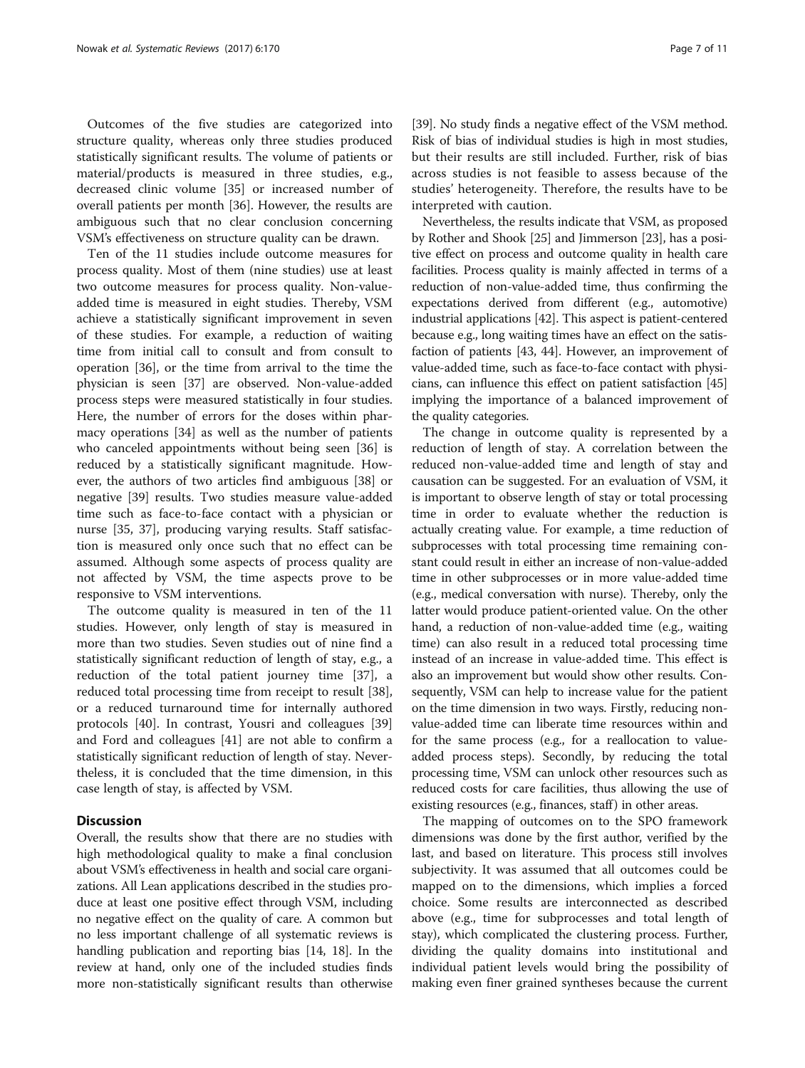Outcomes of the five studies are categorized into structure quality, whereas only three studies produced statistically significant results. The volume of patients or material/products is measured in three studies, e.g., decreased clinic volume [35] or increased number of overall patients per month [36]. However, the results are ambiguous such that no clear conclusion concerning VSM's effectiveness on structure quality can be drawn.

Ten of the 11 studies include outcome measures for process quality. Most of them (nine studies) use at least two outcome measures for process quality. Non-value-added time is measured in eight studies. Thereby, VSM achieve a statistically significant improvement in seven of these studies. For example, a reduction of waiting time from initial call to consult and from consult to operation [36], or the time from arrival to the time the physician is seen [37] are observed. Non-value-added process steps were measured statistically in four studies. Here, the number of errors for the doses within pharmacy operations [34] as well as the number of patients who canceled appointments without being seen [36] is reduced by a statistically significant magnitude. However, the authors of two articles find ambiguous [38] or negative [39] results. Two studies measure value-added time such as face-to-face contact with a physician or nurse [35, 37], producing varying results. Staff satisfaction is measured only once such that no effect can be assumed. Although some aspects of process quality are not affected by VSM, the time aspects prove to be responsive to VSM interventions.

The outcome quality is measured in ten of the 11 studies. However, only length of stay is measured in more than two studies. Seven studies out of nine find a statistically significant reduction of length of stay, e.g., a reduction of the total patient journey time [37], a reduced total processing time from receipt to result [38], or a reduced turnaround time for internally authored protocols [40]. In contrast, Yousri and colleagues [39] and Ford and colleagues [41] are not able to confirm a statistically significant reduction of length of stay. Nevertheless, it is concluded that the time dimension, in this case length of stay, is affected by VSM.

## Discussion

Overall, the results show that there are no studies with high methodological quality to make a final conclusion about VSM's effectiveness in health and social care organizations. All Lean applications described in the studies produce at least one positive effect through VSM, including no negative effect on the quality of care. A common but no less important challenge of all systematic reviews is handling publication and reporting bias [14, 18]. In the review at hand, only one of the included studies finds more non-statistically significant results than otherwise [39]. No study finds a negative effect of the VSM method. Risk of bias of individual studies is high in most studies, but their results are still included. Further, risk of bias across studies is not feasible to assess because of the studies' heterogeneity. Therefore, the results have to be interpreted with caution.

Nevertheless, the results indicate that VSM, as proposed by Rother and Shook [25] and Jimmerson [23], has a positive effect on process and outcome quality in health care facilities. Process quality is mainly affected in terms of a reduction of non-value-added time, thus confirming the expectations derived from different (e.g., automotive) industrial applications [42]. This aspect is patient-centered because e.g., long waiting times have an effect on the satisfaction of patients [43, 44]. However, an improvement of value-added time, such as face-to-face contact with physicians, can influence this effect on patient satisfaction [45] implying the importance of a balanced improvement of the quality categories.

The change in outcome quality is represented by a reduction of length of stay. A correlation between the reduced non-value-added time and length of stay and causation can be suggested. For an evaluation of VSM, it is important to observe length of stay or total processing time in order to evaluate whether the reduction is actually creating value. For example, a time reduction of subprocesses with total processing time remaining constant could result in either an increase of non-value-added time in other subprocesses or in more value-added time (e.g., medical conversation with nurse). Thereby, only the latter would produce patient-oriented value. On the other hand, a reduction of non-value-added time (e.g., waiting time) can also result in a reduced total processing time instead of an increase in value-added time. This effect is also an improvement but would show other results. Consequently, VSM can help to increase value for the patient on the time dimension in two ways. Firstly, reducing non-value-added time can liberate time resources within and for the same process (e.g., for a reallocation to value-added process steps). Secondly, by reducing the total processing time, VSM can unlock other resources such as reduced costs for care facilities, thus allowing the use of existing resources (e.g., finances, staff) in other areas.

The mapping of outcomes on to the SPO framework dimensions was done by the first author, verified by the last, and based on literature. This process still involves subjectivity. It was assumed that all outcomes could be mapped on to the dimensions, which implies a forced choice. Some results are interconnected as described above (e.g., time for subprocesses and total length of stay), which complicated the clustering process. Further, dividing the quality domains into institutional and individual patient levels would bring the possibility of making even finer grained syntheses because the current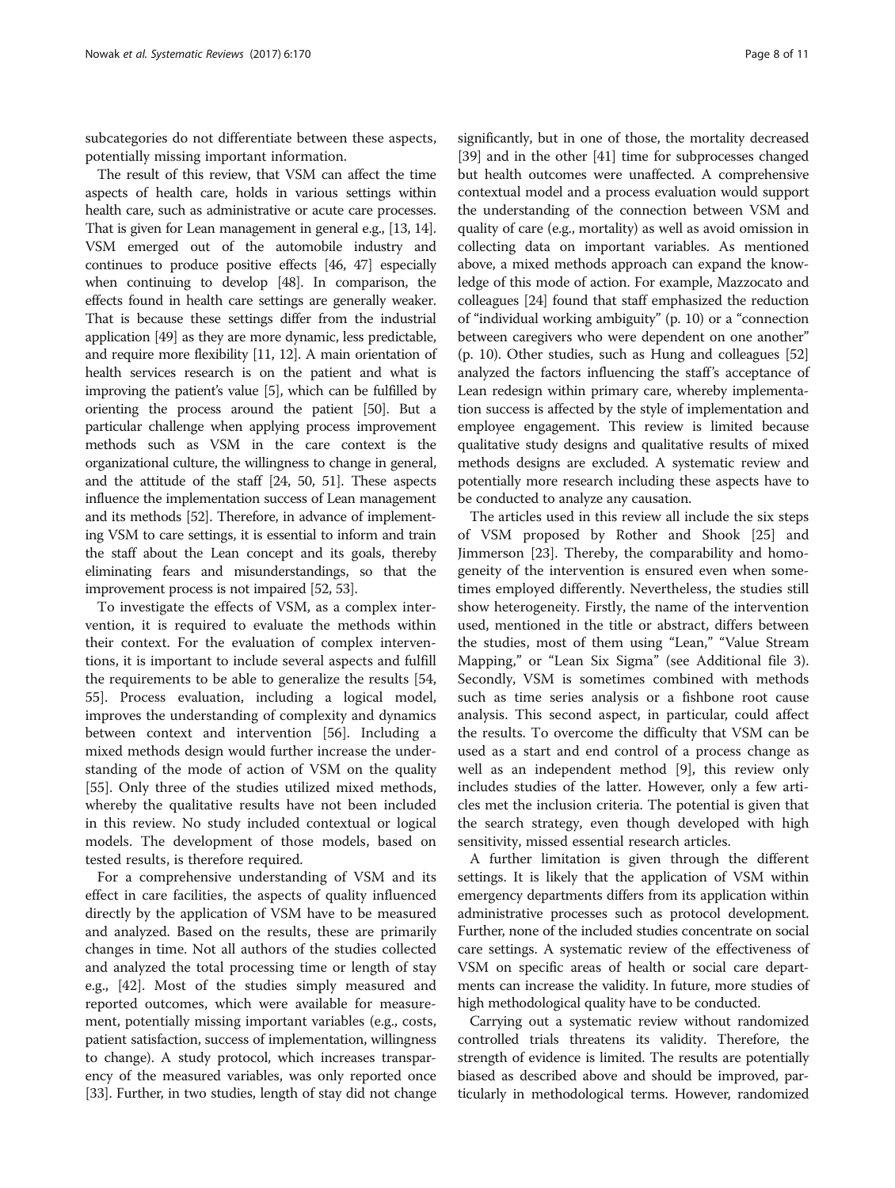subcategories do not differentiate between these aspects, potentially missing important information.

The result of this review, that VSM can affect the time aspects of health care, holds in various settings within health care, such as administrative or acute care processes. That is given for Lean management in general e.g., [13, 14]. VSM emerged out of the automobile industry and continues to produce positive effects [46, 47] especially when continuing to develop [48]. In comparison, the effects found in health care settings are generally weaker. That is because these settings differ from the industrial application [49] as they are more dynamic, less predictable, and require more flexibility [11, 12]. A main orientation of health services research is on the patient and what is improving the patient's value [5], which can be fulfilled by orienting the process around the patient [50]. But a particular challenge when applying process improvement methods such as VSM in the care context is the organizational culture, the willingness to change in general, and the attitude of the staff [24, 50, 51]. These aspects influence the implementation success of Lean management and its methods [52]. Therefore, in advance of implementing VSM to care settings, it is essential to inform and train the staff about the Lean concept and its goals, thereby eliminating fears and misunderstandings, so that the improvement process is not impaired [52, 53].

To investigate the effects of VSM, as a complex intervention, it is required to evaluate the methods within their context. For the evaluation of complex interventions, it is important to include several aspects and fulfill the requirements to be able to generalize the results [54, 55]. Process evaluation, including a logical model, improves the understanding of complexity and dynamics between context and intervention [56]. Including a mixed methods design would further increase the understanding of the mode of action of VSM on the quality [55]. Only three of the studies utilized mixed methods, whereby the qualitative results have not been included in this review. No study included contextual or logical models. The development of those models, based on tested results, is therefore required.

For a comprehensive understanding of VSM and its effect in care facilities, the aspects of quality influenced directly by the application of VSM have to be measured and analyzed. Based on the results, these are primarily changes in time. Not all authors of the studies collected and analyzed the total processing time or length of stay e.g., [42]. Most of the studies simply measured and reported outcomes, which were available for measurement, potentially missing important variables (e.g., costs, patient satisfaction, success of implementation, willingness to change). A study protocol, which increases transparency of the measured variables, was only reported once [33]. Further, in two studies, length of stay did not change significantly, but in one of those, the mortality decreased [39] and in the other [41] time for subprocesses changed but health outcomes were unaffected. A comprehensive contextual model and a process evaluation would support the understanding of the connection between VSM and quality of care (e.g., mortality) as well as avoid omission in collecting data on important variables. As mentioned above, a mixed methods approach can expand the knowledge of this mode of action. For example, Mazzocato and colleagues [24] found that staff emphasized the reduction of "individual working ambiguity" (p. 10) or a "connection between caregivers who were dependent on one another" (p. 10). Other studies, such as Hung and colleagues [52] analyzed the factors influencing the staff's acceptance of Lean redesign within primary care, whereby implementation success is affected by the style of implementation and employee engagement. This review is limited because qualitative study designs and qualitative results of mixed methods designs are excluded. A systematic review and potentially more research including these aspects have to be conducted to analyze any causation.

The articles used in this review all include the six steps of VSM proposed by Rother and Shook [25] and Jimmerson [23]. Thereby, the comparability and homogeneity of the intervention is ensured even when sometimes employed differently. Nevertheless, the studies still show heterogeneity. Firstly, the name of the intervention used, mentioned in the title or abstract, differs between the studies, most of them using "Lean," "Value Stream Mapping," or "Lean Six Sigma" (see Additional file 3). Secondly, VSM is sometimes combined with methods such as time series analysis or a fishbone root cause analysis. This second aspect, in particular, could affect the results. To overcome the difficulty that VSM can be used as a start and end control of a process change as well as an independent method [9], this review only includes studies of the latter. However, only a few articles met the inclusion criteria. The potential is given that the search strategy, even though developed with high sensitivity, missed essential research articles.

A further limitation is given through the different settings. It is likely that the application of VSM within emergency departments differs from its application within administrative processes such as protocol development. Further, none of the included studies concentrate on social care settings. A systematic review of the effectiveness of VSM on specific areas of health or social care departments can increase the validity. In future, more studies of high methodological quality have to be conducted.

Carrying out a systematic review without randomized controlled trials threatens its validity. Therefore, the strength of evidence is limited. The results are potentially biased as described above and should be improved, particularly in methodological terms. However, randomized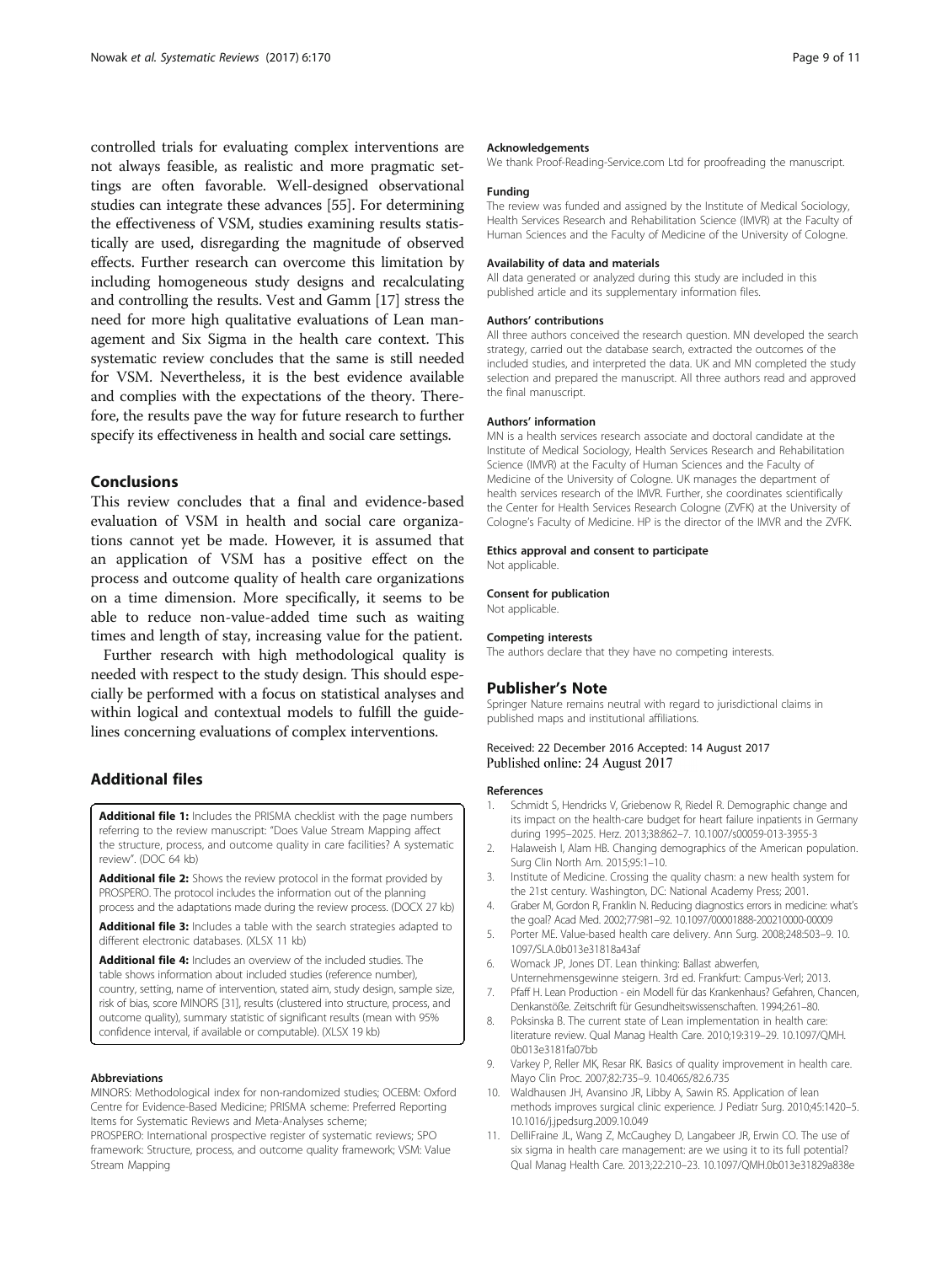controlled trials for evaluating complex interventions are not always feasible, as realistic and more pragmatic settings are often favorable. Well-designed observational studies can integrate these advances [55]. For determining the effectiveness of VSM, studies examining results statistically are used, disregarding the magnitude of observed effects. Further research can overcome this limitation by including homogeneous study designs and recalculating and controlling the results. Vest and Gamm [17] stress the need for more high qualitative evaluations of Lean management and Six Sigma in the health care context. This systematic review concludes that the same is still needed for VSM. Nevertheless, it is the best evidence available and complies with the expectations of the theory. Therefore, the results pave the way for future research to further specify its effectiveness in health and social care settings.

## Conclusions

This review concludes that a final and evidence-based evaluation of VSM in health and social care organizations cannot yet be made. However, it is assumed that an application of VSM has a positive effect on the process and outcome quality of health care organizations on a time dimension. More specifically, it seems to be able to reduce non-value-added time such as waiting times and length of stay, increasing value for the patient.

Further research with high methodological quality is needed with respect to the study design. This should especially be performed with a focus on statistical analyses and within logical and contextual models to fulfill the guidelines concerning evaluations of complex interventions.

## Additional files

**Additional file 1:** Includes the PRISMA checklist with the page numbers referring to the review manuscript: "Does Value Stream Mapping affect the structure, process, and outcome quality in care facilities? A systematic review". (DOC 64 kb)

**Additional file 2:** Shows the review protocol in the format provided by PROSPERO. The protocol includes the information out of the planning process and the adaptations made during the review process. (DOCX 27 kb)

**Additional file 3:** Includes a table with the search strategies adapted to different electronic databases. (XLSX 11 kb)

**Additional file 4:** Includes an overview of the included studies. The table shows information about included studies (reference number), country, setting, name of intervention, stated aim, study design, sample size, risk of bias, score MINORS [31], results (clustered into structure, process, and outcome quality), summary statistic of significant results (mean with 95% confidence interval, if available or computable). (XLSX 19 kb)

#### Abbreviations

MINORS: Methodological index for non-randomized studies; OCEBM: Oxford Centre for Evidence-Based Medicine; PRISMA scheme: Preferred Reporting Items for Systematic Reviews and Meta-Analyses scheme; PROSPERO: International prospective register of systematic reviews; SPO framework: Structure, process, and outcome quality framework; VSM: Value Stream Mapping

#### Acknowledgements

We thank Proof-Reading-Service.com Ltd for proofreading the manuscript.

#### Funding

The review was funded and assigned by the Institute of Medical Sociology, Health Services Research and Rehabilitation Science (IMVR) at the Faculty of Human Sciences and the Faculty of Medicine of the University of Cologne.

#### Availability of data and materials

All data generated or analyzed during this study are included in this published article and its supplementary information files.

#### Authors' contributions

All three authors conceived the research question. MN developed the search strategy, carried out the database search, extracted the outcomes of the included studies, and interpreted the data. UK and MN completed the study selection and prepared the manuscript. All three authors read and approved the final manuscript.

#### Authors' information

MN is a health services research associate and doctoral candidate at the Institute of Medical Sociology, Health Services Research and Rehabilitation Science (IMVR) at the Faculty of Human Sciences and the Faculty of Medicine of the University of Cologne. UK manages the department of health services research of the IMVR. Further, she coordinates scientifically the Center for Health Services Research Cologne (ZVFK) at the University of Cologne's Faculty of Medicine. HP is the director of the IMVR and the ZVFK.

#### Ethics approval and consent to participate

Not applicable.

#### Consent for publication

Not applicable.

#### Competing interests

The authors declare that they have no competing interests.

## Publisher's Note

Springer Nature remains neutral with regard to jurisdictional claims in published maps and institutional affiliations.

Received: 22 December 2016 Accepted: 14 August 2017
Published online: 24 August 2017

#### References

1. Schmidt S, Hendricks V, Griebenow R, Riedel R. Demographic change and its impact on the health-care budget for heart failure inpatients in Germany during 1995–2025. Herz. 2013;38:862–7. 10.1007/s00059-013-3955-3
2. Halaweish I, Alam HB. Changing demographics of the American population. Surg Clin North Am. 2015;95:1–10.
3. Institute of Medicine. Crossing the quality chasm: a new health system for the 21st century. Washington, DC: National Academy Press; 2001.
4. Graber M, Gordon R, Franklin N. Reducing diagnostics errors in medicine: what's the goal? Acad Med. 2002;77:981–92. 10.1097/00001888-200210000-00009
5. Porter ME. Value-based health care delivery. Ann Surg. 2008;248:503–9. 10.1097/SLA.0b013e31818a43af
6. Womack JP, Jones DT. Lean thinking: Ballast abwerfen, Unternehmensgewinne steigern. 3rd ed. Frankfurt: Campus-Verl; 2013.
7. Pfaff H. Lean Production - ein Modell für das Krankenhaus? Gefahren, Chancen, Denkanstöße. Zeitschrift für Gesundheitswissenschaften. 1994;2:61–80.
8. Poksinska B. The current state of Lean implementation in health care: literature review. Qual Manag Health Care. 2010;19:319–29. 10.1097/QMH.0b013e3181fa07bb
9. Varkey P, Reller MK, Resar RK. Basics of quality improvement in health care. Mayo Clin Proc. 2007;82:735–9. 10.4065/82.6.735
10. Waldhausen JH, Avansino JR, Libby A, Sawin RS. Application of lean methods improves surgical clinic experience. J Pediatr Surg. 2010;45:1420–5. 10.1016/j.jpedsurg.2009.10.049
11. DelliFraine JL, Wang Z, McCaughey D, Langabeer JR, Erwin CO. The use of six sigma in health care management: are we using it to its full potential? Qual Manag Health Care. 2013;22:210–23. 10.1097/QMH.0b013e31829a838e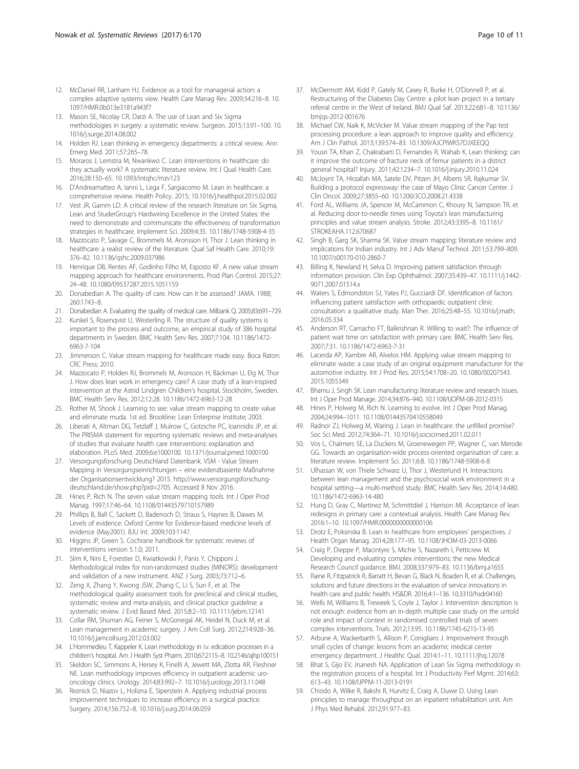12. McDaniel RR, Lanham HJ. Evidence as a tool for managerial action: a complex adaptive systems view. Health Care Manag Rev. 2009;34:216–8. 10.1097/HMR.0b013e3181a943f7
13. Mason SE, Nicolay CR, Darzi A. The use of Lean and Six Sigma methodologies in surgery: a systematic review. Surgeon. 2015;13:91–100. 10.1016/j.surge.2014.08.002
14. Holden RJ. Lean thinking in emergency departments: a critical review. Ann Emerg Med. 2011;57:265–78.
15. Moraros J, Lemstra M, Nwankwo C. Lean interventions in healthcare: do they actually work? A systematic literature review. Int J Qual Health Care. 2016;28:150–65. 10.1093/intqhc/mzv123
16. D'Andreamatteo A, Ianni L, Lega F, Sargiacomo M. Lean in healthcare: a comprehensive review. Health Policy. 2015; 10.1016/j.healthpol.2015.02.002
17. Vest JR, Gamm LD. A critical review of the research literature on Six Sigma, Lean and StuderGroup's Hardwiring Excellence in the United States: the need to demonstrate and communicate the effectiveness of transformation strategies in healthcare. Implement Sci. 2009;4:35. 10.1186/1748-5908-4-35
18. Mazzocato P, Savage C, Brommels M, Aronsson H, Thor J. Lean thinking in healthcare: a realist review of the literature. Qual Saf Health Care. 2010;19: 376–82. 10.1136/qshc.2009.037986
19. Henrique DB, Rentes AF, Godinho Filho M, Esposto KF. A new value stream mapping approach for healthcare environments. Prod Plan Control. 2015;27: 24–48. 10.1080/09537287.2015.1051159
20. Donabedian A. The quality of care. How can it be assessed? JAMA. 1988; 260:1743–8.
21. Donabedian A. Evaluating the quality of medical care. Milbank Q. 2005;83:691–729.
22. Kunkel S, Rosenqvist U, Westerling R. The structure of quality systems is important to the process and outcome, an empirical study of 386 hospital departments in Sweden. BMC Health Serv Res. 2007;7:104. 10.1186/1472-6963-7-104
23. Jimmerson C. Value stream mapping for healthcare made easy. Boca Raton: CRC Press; 2010.
24. Mazzocato P, Holden RJ, Brommels M, Aronsson H, Bäckman U, Elg M, Thor J. How does lean work in emergency care? A case study of a lean-inspired intervention at the Astrid Lindgren Children's hospital, Stockholm, Sweden. BMC Health Serv Res. 2012;12:28. 10.1186/1472-6963-12-28
25. Rother M, Shook J. Learning to see: value stream mapping to create value and eliminate muda. 1st ed. Brookline: Lean Enterprise Institute; 2003.
26. Liberati A, Altman DG, Tetzlaff J, Mulrow C, Gotzsche PC, Ioannidis JP, et al. The PRISMA statement for reporting systematic reviews and meta-analyses of studies that evaluate health care interventions: explanation and elaboration. PLoS Med. 2009;6:e1000100. 10.1371/journal.pmed.1000100
27. Versorgungsforschung Deutschland Datenbank. VSM - Value Stream Mapping in Versorgungseinrichtungen – eine evidenzbasierte Maßnahme der Organisationsentwicklung? 2015. http://www.versorgungsforschung-deutschland.de/show.php?pid=2705. Accessed 8 Nov 2016.
28. Hines P, Rich N. The seven value stream mapping tools. Int J Oper Prod Manag. 1997;17:46–64. 10.1108/01443579710157989
29. Phillips B, Ball C, Sackett D, Badenoch D, Straus S, Haynes B, Dawes M. Levels of evidence: Oxford Centre for Evidence-based medicine levels of evidence (May2001). BJU Int. 2009;103:1147.
30. Higgins JP, Green S. Cochrane handbook for systematic reviews of interventions version 5.1.0; 2011.
31. Slim K, Nini E, Forestier D, Kwiatkowski F, Panis Y, Chipponi J. Methodological index for non-randomized studies (MINORS): development and validation of a new instrument. ANZ J Surg. 2003;73:712–6.
32. Zeng X, Zhang Y, Kwong JSW, Zhang C, Li S, Sun F, et al. The methodological quality assessment tools for preclinical and clinical studies, systematic review and meta-analysis, and clinical practice guideline: a systematic review. J Evid Based Med. 2015;8:2–10. 10.1111/jebm.12141
33. Collar RM, Shuman AG, Feiner S, McGonegal AK, Heidel N, Duck M, et al. Lean management in academic surgery. J Am Coll Surg. 2012;214:928–36. 10.1016/j.jamcollsurg.2012.03.002
34. L'Hommedieu T, Kappeler K. Lean methodology in i.v. edication processes in a children's hospital. Am J Health Syst Pharm. 2010;67:2115–8. 10.2146/ajhp100151
35. Skeldon SC, Simmons A, Hersey K, Finelli A, Jewett MA, Zlotta AR, Fleshner NE. Lean methodology improves efficiency in outpatient academic uro-oncology clinics. Urology. 2014;83:992–7. 10.1016/j.urology.2013.11.048
36. Reznick D, Niazov L, Holizna E, Siperstein A. Applying industrial process improvement techniques to increase efficiency in a surgical practice. Surgery. 2014;156:752–8. 10.1016/j.surg.2014.06.059
37. McDermott AM, Kidd P, Gately M, Casey R, Burke H, O'Donnell P, et al. Restructuring of the Diabetes Day Centre: a pilot lean project in a tertiary referral centre in the West of Ireland. BMJ Qual Saf. 2013;22:681–8. 10.1136/bmjqs-2012-001676
38. Michael CW, Naik K, McVicker M. Value stream mapping of the Pap test processing procedure: a lean approach to improve quality and efficiency. Am J Clin Pathol. 2013;139:574–83. 10.1309/AJCPIWKS7DJXEEQQ
39. Yousri TA, Khan Z, Chakrabarti D, Fernandes R, Wahab K. Lean thinking: can it improve the outcome of fracture neck of femur patients in a district general hospital? Injury. 2011;42:1234–7. 10.1016/j.injury.2010.11.024
40. McJoynt TA, Hirzallah MA, Satele DV, Pitzen JH, Alberts SR, Rajkumar SV. Building a protocol expressway: the case of Mayo Clinic Cancer Center. J Clin Oncol. 2009;27:3855–60. 10.1200/JCO.2008.21.4338
41. Ford AL, Williams JA, Spencer M, McCammon C, Khoury N, Sampson TR, et al. Reducing door-to-needle times using Toyota's lean manufacturing principles and value stream analysis. Stroke. 2012;43:3395–8. 10.1161/STROKEAHA.112.670687
42. Singh B, Garg SK, Sharma SK. Value stream mapping: literature review and implications for Indian industry. Int J Adv Manuf Technol. 2011;53:799–809. 10.1007/s00170-010-2860-7
43. Billing K, Newland H, Selva D. Improving patient satisfaction through information provision. Clin Exp Ophthalmol. 2007;35:439–47. 10.1111/j.1442-9071.2007.01514.x
44. Waters S, Edmondston SJ, Yates PJ, Gucciardi DF. Identification of factors influencing patient satisfaction with orthopaedic outpatient clinic consultation: a qualitative study. Man Ther. 2016;25:48–55. 10.1016/j.math.2016.05.334
45. Anderson RT, Camacho FT, Balkrishnan R. Willing to wait?: The influence of patient wait time on satisfaction with primary care. BMC Health Serv Res. 2007;7:31. 10.1186/1472-6963-7-31
46. Lacerda AP, Xambre AR, Alvelos HM. Applying value stream mapping to eliminate waste: a case study of an original equipment manufacturer for the automotive industry. Int J Prod Res. 2015;54:1708–20. 10.1080/00207543.2015.1055349
47. Bhamu J, Singh SK. Lean manufacturing: literature review and research issues. Int J Oper Prod Manage. 2014;34:876–940. 10.1108/IJOPM-08-2012-0315
48. Hines P, Holweg M, Rich N. Learning to evolve. Int J Oper Prod Manag. 2004;24:994–1011. 10.1108/01443570410558049
49. Radnor ZJ, Holweg M, Waring J. Lean in healthcare: the unfilled promise? Soc Sci Med. 2012;74:364–71. 10.1016/j.socscimed.2011.02.011
50. Vos L, Chalmers SE, La Duckers M, Groenewegen PP, Wagner C, van Merode GG. Towards an organisation-wide process-oriented organisation of care: a literature review. Implement Sci. 2011;6:8. 10.1186/1748-5908-6-8
51. Ulhassan W, von Thiele Schwarz U, Thor J, Westerlund H. Interactions between lean management and the psychosocial work environment in a hospital setting—a multi-method study. BMC Health Serv Res. 2014;14:480. 10.1186/1472-6963-14-480
52. Hung D, Gray C, Martinez M, Schmittdiel J, Harrison MI. Acceptance of lean redesigns in primary care: a contextual analysis. Health Care Manag Rev. 2016:1–10. 10.1097/HMR.0000000000000106
53. Drotz E, Poksinska B. Lean in healthcare from employees' perspectives. J Health Organ Manag. 2014;28:177–95. 10.1108/JHOM-03-2013-0066
54. Craig P, Dieppe P, Macintyre S, Michie S, Nazareth I, Petticrew M. Developing and evaluating complex interventions: the new Medical Research Council guidance. BMJ. 2008;337:979–83. 10.1136/bmj.a1655
55. Raine R, Fitzpatrick R, Barratt H, Bevan G, Black N, Boaden R, et al. Challenges, solutions and future directions in the evaluation of service innovations in health care and public health. HS&DR. 2016;4:1–136. 10.3310/hsdr04160
56. Wells M, Williams B, Treweek S, Coyle J, Taylor J. Intervention description is not enough: evidence from an in-depth multiple case study on the untold role and impact of context in randomised controlled trials of seven complex interventions. Trials. 2012;13:95. 10.1186/1745-6215-13-95
57. Arbune A, Wackerbarth S, Allison P, Conigliaro J. Improvement through small cycles of change: lessons from an academic medical center emergency department. J Healthc Qual. 2014:1–11. 10.1111/jhq.12078
58. Bhat S, Gijo EV, Jnanesh NA. Application of Lean Six Sigma methodology in the registration process of a hospital. Int J Productivity Perf Mgmt. 2014;63: 613–43. 10.1108/IJPPM-11-2013-0191
59. Chiodo A, Wilke R, Bakshi R, Hurvitz E, Craig A, Duwe D. Using Lean principles to manage throughput on an inpatient rehabilitation unit. Am J Phys Med Rehabil. 2012;91:977–83.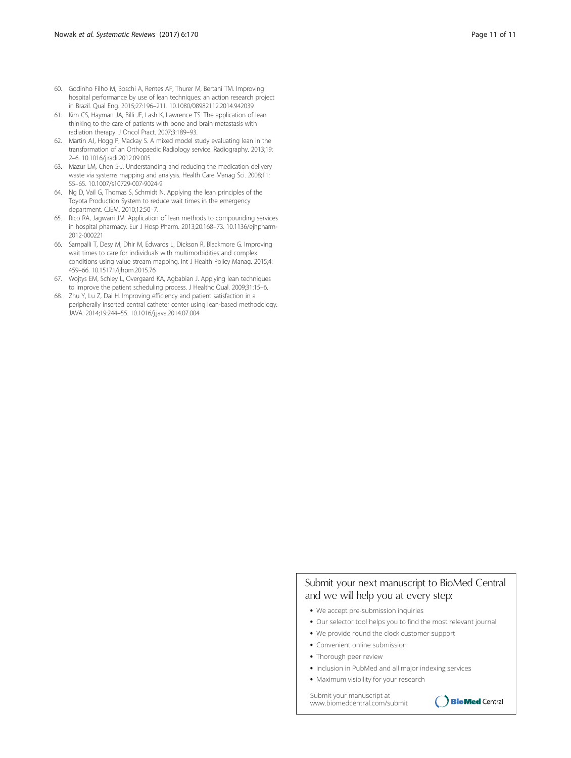60. Godinho Filho M, Boschi A, Rentes AF, Thurer M, Bertani TM. Improving hospital performance by use of lean techniques: an action research project in Brazil. Qual Eng. 2015;27:196–211. 10.1080/08982112.2014.942039
61. Kim CS, Hayman JA, Billi JE, Lash K, Lawrence TS. The application of lean thinking to the care of patients with bone and brain metastasis with radiation therapy. J Oncol Pract. 2007;3:189–93.
62. Martin AJ, Hogg P, Mackay S. A mixed model study evaluating lean in the transformation of an Orthopaedic Radiology service. Radiography. 2013;19: 2–6. 10.1016/j.radi.2012.09.005
63. Mazur LM, Chen S-J. Understanding and reducing the medication delivery waste via systems mapping and analysis. Health Care Manag Sci. 2008;11: 55–65. 10.1007/s10729-007-9024-9
64. Ng D, Vail G, Thomas S, Schmidt N. Applying the lean principles of the Toyota Production System to reduce wait times in the emergency department. CJEM. 2010;12:50–7.
65. Rico RA, Jagwani JM. Application of lean methods to compounding services in hospital pharmacy. Eur J Hosp Pharm. 2013;20:168–73. 10.1136/ejhpharm-2012-000221
66. Sampalli T, Desy M, Dhir M, Edwards L, Dickson R, Blackmore G. Improving wait times to care for individuals with multimorbidities and complex conditions using value stream mapping. Int J Health Policy Manag. 2015;4: 459–66. 10.15171/ijhpm.2015.76
67. Wojtys EM, Schley L, Overgaard KA, Agbabian J. Applying lean techniques to improve the patient scheduling process. J Healthc Qual. 2009;31:15–6.
68. Zhu Y, Lu Z, Dai H. Improving efficiency and patient satisfaction in a peripherally inserted central catheter center using lean-based methodology. JAVA. 2014;19:244–55. 10.1016/j.java.2014.07.004

Submit your next manuscript to BioMed Central and we will help you at every step:

- We accept pre-submission inquiries
- Our selector tool helps you to find the most relevant journal
- We provide round the clock customer support
- Convenient online submission
- Thorough peer review
- Inclusion in PubMed and all major indexing services
- Maximum visibility for your research

Submit your manuscript at
www.biomedcentral.com/submit

BioMed Central